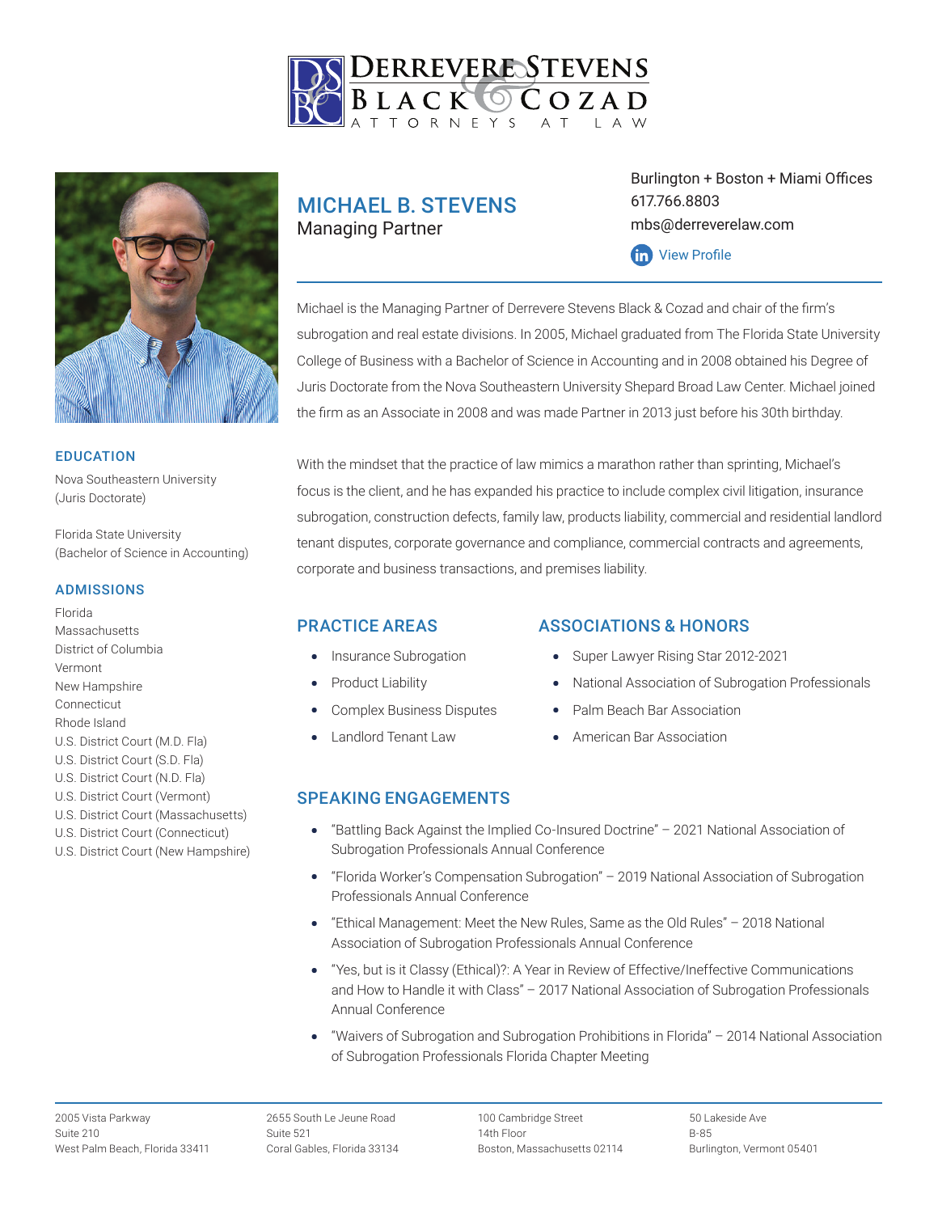# Derrevere Stevens Black & Cozad
ATTORNEYS AT LAW

## MICHAEL B. STEVENS
Managing Partner

Burlington + Boston + Miami Offices
617.766.8803
mbs@derreverelaw.com
View Profile

Michael is the Managing Partner of Derrevere Stevens Black & Cozad and chair of the firm's subrogation and real estate divisions. In 2005, Michael graduated from The Florida State University College of Business with a Bachelor of Science in Accounting and in 2008 obtained his Degree of Juris Doctorate from the Nova Southeastern University Shepard Broad Law Center. Michael joined the firm as an Associate in 2008 and was made Partner in 2013 just before his 30th birthday.

With the mindset that the practice of law mimics a marathon rather than sprinting, Michael's focus is the client, and he has expanded his practice to include complex civil litigation, insurance subrogation, construction defects, family law, products liability, commercial and residential landlord tenant disputes, corporate governance and compliance, commercial contracts and agreements, corporate and business transactions, and premises liability.

### EDUCATION

Nova Southeastern University
(Juris Doctorate)

Florida State University
(Bachelor of Science in Accounting)

### ADMISSIONS

Florida
Massachusetts
District of Columbia
Vermont
New Hampshire
Connecticut
Rhode Island
U.S. District Court (M.D. Fla)
U.S. District Court (S.D. Fla)
U.S. District Court (N.D. Fla)
U.S. District Court (Vermont)
U.S. District Court (Massachusetts)
U.S. District Court (Connecticut)
U.S. District Court (New Hampshire)

### PRACTICE AREAS

- Insurance Subrogation
- Product Liability
- Complex Business Disputes
- Landlord Tenant Law

### ASSOCIATIONS & HONORS

- Super Lawyer Rising Star 2012-2021
- National Association of Subrogation Professionals
- Palm Beach Bar Association
- American Bar Association

### SPEAKING ENGAGEMENTS

- "Battling Back Against the Implied Co-Insured Doctrine" – 2021 National Association of Subrogation Professionals Annual Conference
- "Florida Worker's Compensation Subrogation" – 2019 National Association of Subrogation Professionals Annual Conference
- "Ethical Management: Meet the New Rules, Same as the Old Rules" – 2018 National Association of Subrogation Professionals Annual Conference
- "Yes, but is it Classy (Ethical)?: A Year in Review of Effective/Ineffective Communications and How to Handle it with Class" – 2017 National Association of Subrogation Professionals Annual Conference
- "Waivers of Subrogation and Subrogation Prohibitions in Florida" – 2014 National Association of Subrogation Professionals Florida Chapter Meeting

2005 Vista Parkway
Suite 210
West Palm Beach, Florida 33411

2655 South Le Jeune Road
Suite 521
Coral Gables, Florida 33134

100 Cambridge Street
14th Floor
Boston, Massachusetts 02114

50 Lakeside Ave
B-85
Burlington, Vermont 05401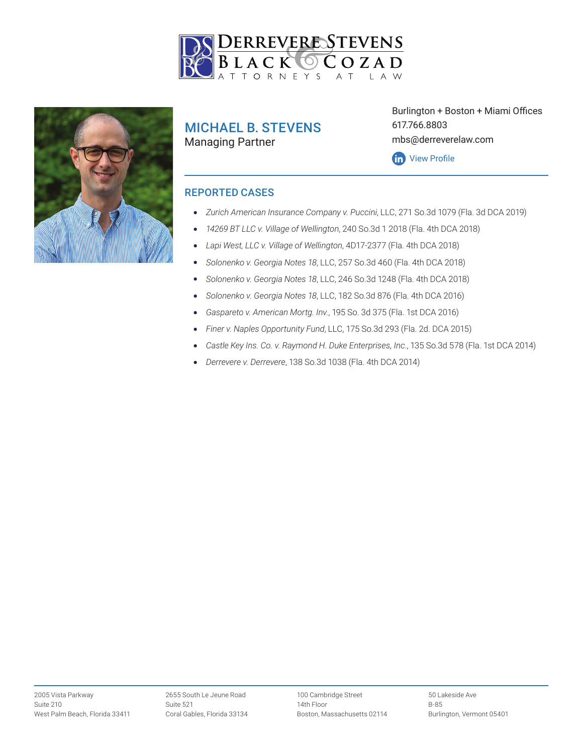DERREVERE STEVENS BLACK & COZAD
ATTORNEYS AT LAW

## MICHAEL B. STEVENS
Managing Partner

Burlington + Boston + Miami Offices
617.766.8803
mbs@derreverelaw.com

View Profile

### REPORTED CASES

- *Zurich American Insurance Company v. Puccini*, LLC, 271 So.3d 1079 (Fla. 3d DCA 2019)
- *14269 BT LLC v. Village of Wellington*, 240 So.3d 1 2018 (Fla. 4th DCA 2018)
- *Lapi West, LLC v. Village of Wellington*, 4D17-2377 (Fla. 4th DCA 2018)
- *Solonenko v. Georgia Notes 18*, LLC, 257 So.3d 460 (Fla. 4th DCA 2018)
- *Solonenko v. Georgia Notes 18*, LLC, 246 So.3d 1248 (Fla. 4th DCA 2018)
- *Solonenko v. Georgia Notes 18*, LLC, 182 So.3d 876 (Fla. 4th DCA 2016)
- *Gaspareto v. American Mortg. Inv.*, 195 So. 3d 375 (Fla. 1st DCA 2016)
- *Finer v. Naples Opportunity Fund*, LLC, 175 So.3d 293 (Fla. 2d. DCA 2015)
- *Castle Key Ins. Co. v. Raymond H. Duke Enterprises, Inc.*, 135 So.3d 578 (Fla. 1st DCA 2014)
- *Derrevere v. Derrevere*, 138 So.3d 1038 (Fla. 4th DCA 2014)

2005 Vista Parkway
Suite 210
West Palm Beach, Florida 33411

2655 South Le Jeune Road
Suite 521
Coral Gables, Florida 33134

100 Cambridge Street
14th Floor
Boston, Massachusetts 02114

50 Lakeside Ave
B-85
Burlington, Vermont 05401